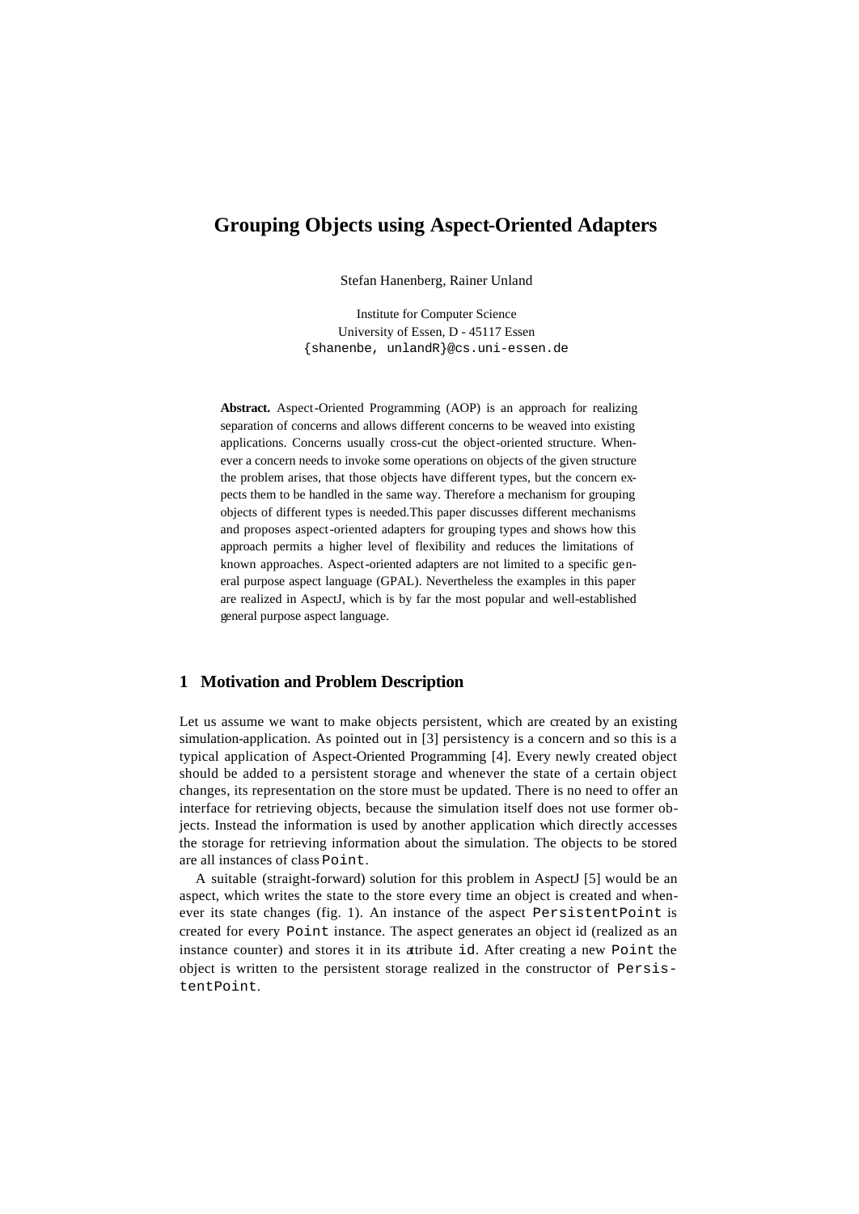# Grouping Objects using Aspect-Oriented Adapters

Stefan Hanenberg, Rainer Unland

Institute for Computer Science
University of Essen, D - 45117 Essen
{shanenbe, unlandR}@cs.uni-essen.de

**Abstract.** Aspect-Oriented Programming (AOP) is an approach for realizing separation of concerns and allows different concerns to be weaved into existing applications. Concerns usually cross-cut the object-oriented structure. Whenever a concern needs to invoke some operations on objects of the given structure the problem arises, that those objects have different types, but the concern expects them to be handled in the same way. Therefore a mechanism for grouping objects of different types is needed.This paper discusses different mechanisms and proposes aspect-oriented adapters for grouping types and shows how this approach permits a higher level of flexibility and reduces the limitations of known approaches. Aspect-oriented adapters are not limited to a specific general purpose aspect language (GPAL). Nevertheless the examples in this paper are realized in AspectJ, which is by far the most popular and well-established general purpose aspect language.

## 1 Motivation and Problem Description

Let us assume we want to make objects persistent, which are created by an existing simulation-application. As pointed out in [3] persistency is a concern and so this is a typical application of Aspect-Oriented Programming [4]. Every newly created object should be added to a persistent storage and whenever the state of a certain object changes, its representation on the store must be updated. There is no need to offer an interface for retrieving objects, because the simulation itself does not use former objects. Instead the information is used by another application which directly accesses the storage for retrieving information about the simulation. The objects to be stored are all instances of class `Point`.

A suitable (straight-forward) solution for this problem in AspectJ [5] would be an aspect, which writes the state to the store every time an object is created and whenever its state changes (fig. 1). An instance of the aspect `PersistentPoint` is created for every `Point` instance. The aspect generates an object id (realized as an instance counter) and stores it in its attribute `id`. After creating a new `Point` the object is written to the persistent storage realized in the constructor of `PersistentPoint`.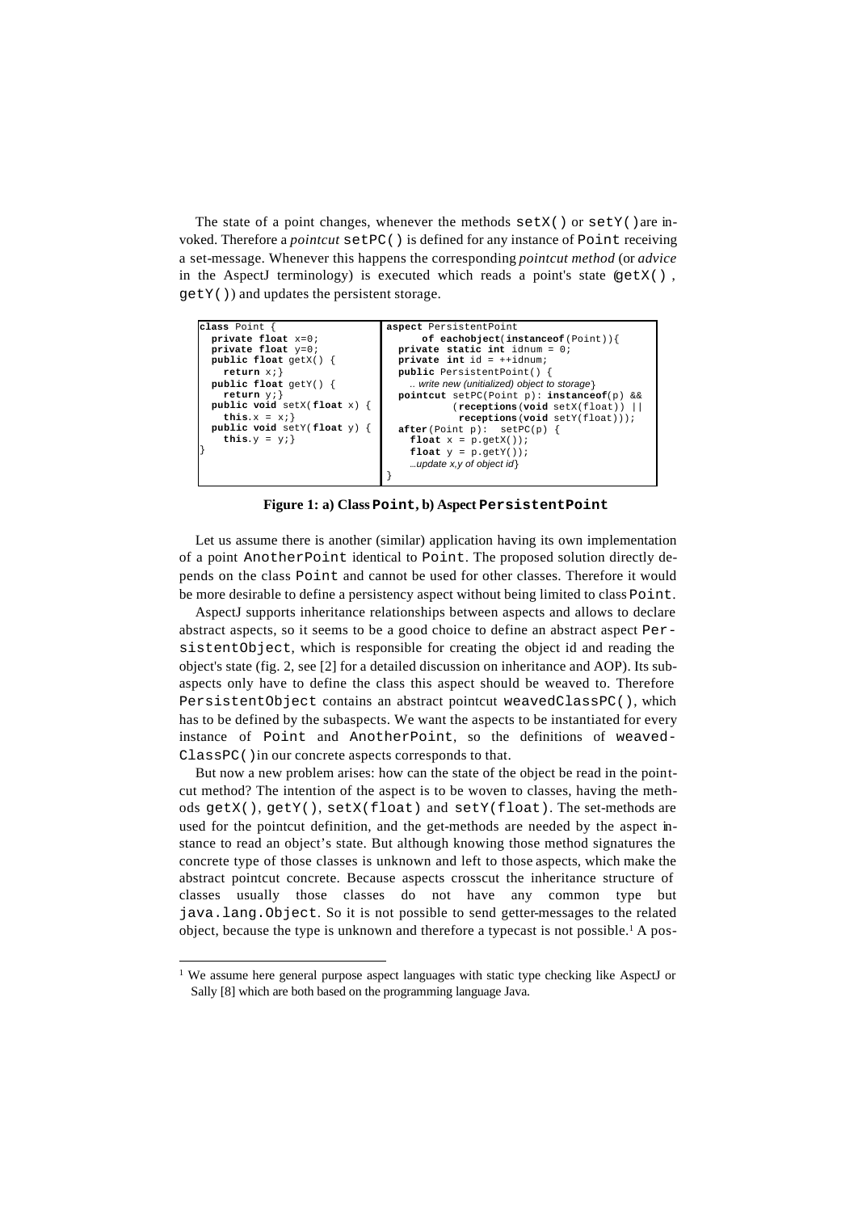The state of a point changes, whenever the methods `setX()` or `setY()` are invoked. Therefore a *pointcut* `setPC()` is defined for any instance of `Point` receiving a set-message. Whenever this happens the corresponding *pointcut method* (or *advice* in the AspectJ terminology) is executed which reads a point's state (`getX()`, `getY()`) and updates the persistent storage.

```
class Point {
  private float x=0;
  private float y=0;
  public float getX() {
    return x;}
  public float getY() {
    return y;}
  public void setX(float x) {
    this.x = x;}
  public void setY(float y) {
    this.y = y;}
}
```

```
aspect PersistentPoint
      of eachobject(instanceof(Point)){
  private static int idnum = 0;
  private int id = ++idnum;
  public PersistentPoint() {
    .. write new (unitialized) object to storage}
  pointcut setPC(Point p): instanceof(p) &&
          (receptions(void setX(float)) ||
           receptions(void setY(float)));
  after(Point p):  setPC(p) {
    float x = p.getX());
    float y = p.getY());
    ...update x,y of object id}
}
```

**Figure 1: a) Class `Point`, b) Aspect `PersistentPoint`**

Let us assume there is another (similar) application having its own implementation of a point `AnotherPoint` identical to `Point`. The proposed solution directly depends on the class `Point` and cannot be used for other classes. Therefore it would be more desirable to define a persistency aspect without being limited to class `Point`.

AspectJ supports inheritance relationships between aspects and allows to declare abstract aspects, so it seems to be a good choice to define an abstract aspect `PersistentObject`, which is responsible for creating the object id and reading the object's state (fig. 2, see [2] for a detailed discussion on inheritance and AOP). Its subaspects only have to define the class this aspect should be weaved to. Therefore `PersistentObject` contains an abstract pointcut `weavedClassPC()`, which has to be defined by the subaspects. We want the aspects to be instantiated for every instance of `Point` and `AnotherPoint`, so the definitions of `weavedClassPC()` in our concrete aspects corresponds to that.

But now a new problem arises: how can the state of the object be read in the pointcut method? The intention of the aspect is to be woven to classes, having the methods `getX()`, `getY()`, `setX(float)` and `setY(float)`. The set-methods are used for the pointcut definition, and the get-methods are needed by the aspect instance to read an object's state. But although knowing those method signatures the concrete type of those classes is unknown and left to those aspects, which make the abstract pointcut concrete. Because aspects crosscut the inheritance structure of classes usually those classes do not have any common type but `java.lang.Object`. So it is not possible to send getter-messages to the related object, because the type is unknown and therefore a typecast is not possible.[1] A pos-

[1] We assume here general purpose aspect languages with static type checking like AspectJ or Sally [8] which are both based on the programming language Java.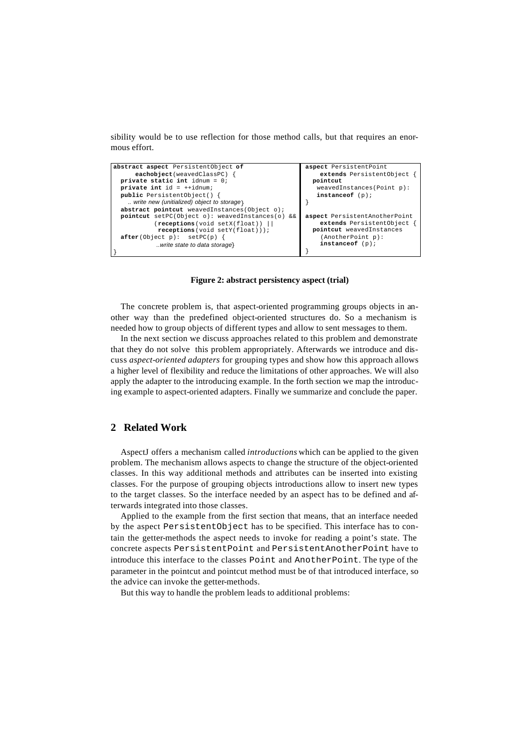sibility would be to use reflection for those method calls, but that requires an enormous effort.

```
abstract aspect PersistentObject of
      eachobject(weavedClassPC) {
  private static int idnum = 0;
  private int id = ++idnum;
  public PersistentObject() {
    .. write new (unitialized) object to storage}
  abstract pointcut weavedInstances(Object o);
  pointcut setPC(Object o): weavedInstances(o) &&
           (receptions(void setX(float)) ||
            receptions(void setY(float)));
  after(Object p):  setPC(p) {
             ..write state to data storage}
}
```

```
aspect PersistentPoint
     extends PersistentObject {
  pointcut
   weavedInstances(Point p):
   instanceof (p);
}

aspect PersistentAnotherPoint
     extends PersistentObject {
  pointcut weavedInstances
     (AnotherPoint p):
     instanceof (p);
}
```

**Figure 2: abstract persistency aspect (trial)**

The concrete problem is, that aspect-oriented programming groups objects in another way than the predefined object-oriented structures do. So a mechanism is needed how to group objects of different types and allow to sent messages to them.

In the next section we discuss approaches related to this problem and demonstrate that they do not solve this problem appropriately. Afterwards we introduce and discuss *aspect-oriented adapters* for grouping types and show how this approach allows a higher level of flexibility and reduce the limitations of other approaches. We will also apply the adapter to the introducing example. In the forth section we map the introducing example to aspect-oriented adapters. Finally we summarize and conclude the paper.

## 2 Related Work

AspectJ offers a mechanism called *introductions* which can be applied to the given problem. The mechanism allows aspects to change the structure of the object-oriented classes. In this way additional methods and attributes can be inserted into existing classes. For the purpose of grouping objects introductions allow to insert new types to the target classes. So the interface needed by an aspect has to be defined and afterwards integrated into those classes.

Applied to the example from the first section that means, that an interface needed by the aspect PersistentObject has to be specified. This interface has to contain the getter-methods the aspect needs to invoke for reading a point's state. The concrete aspects PersistentPoint and PersistentAnotherPoint have to introduce this interface to the classes Point and AnotherPoint. The type of the parameter in the pointcut and pointcut method must be of that introduced interface, so the advice can invoke the getter-methods.

But this way to handle the problem leads to additional problems: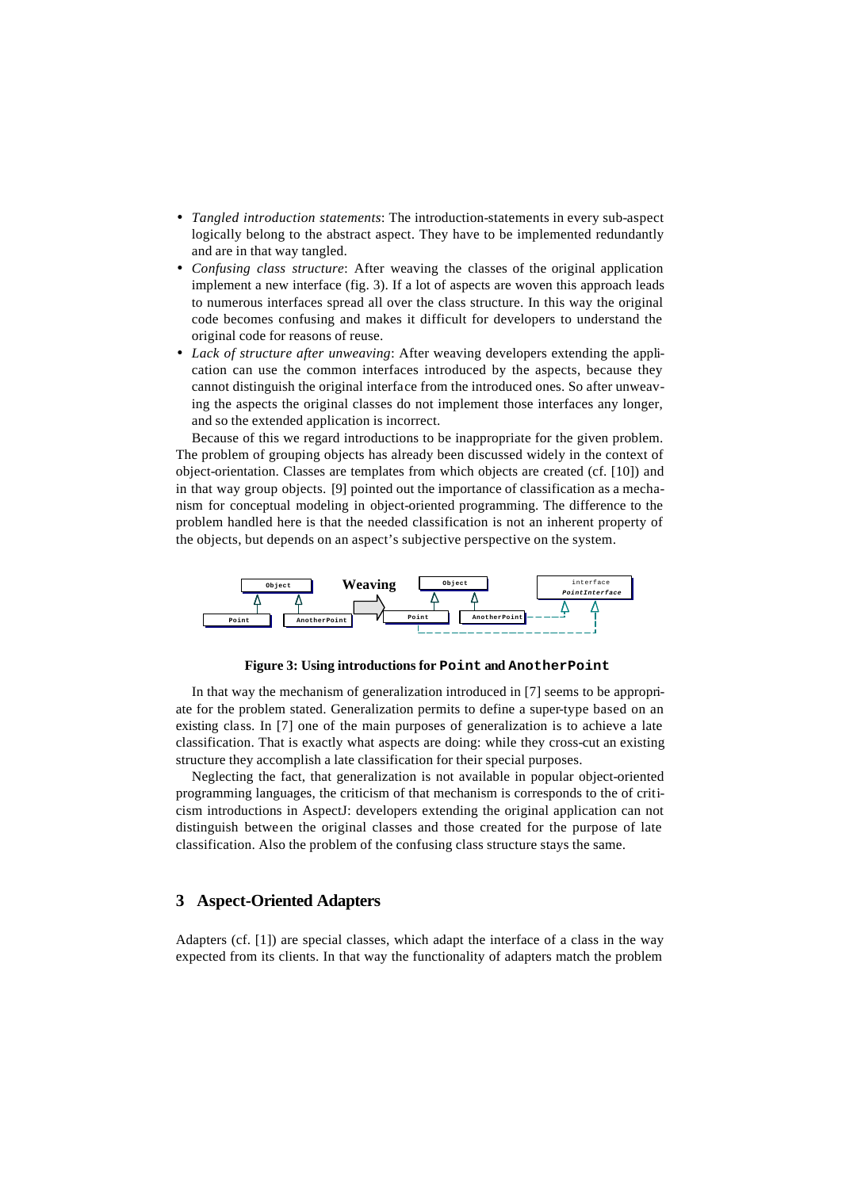- *Tangled introduction statements*: The introduction-statements in every sub-aspect logically belong to the abstract aspect. They have to be implemented redundantly and are in that way tangled.
- *Confusing class structure*: After weaving the classes of the original application implement a new interface (fig. 3). If a lot of aspects are woven this approach leads to numerous interfaces spread all over the class structure. In this way the original code becomes confusing and makes it difficult for developers to understand the original code for reasons of reuse.
- *Lack of structure after unweaving*: After weaving developers extending the application can use the common interfaces introduced by the aspects, because they cannot distinguish the original interface from the introduced ones. So after unweaving the aspects the original classes do not implement those interfaces any longer, and so the extended application is incorrect.

Because of this we regard introductions to be inappropriate for the given problem. The problem of grouping objects has already been discussed widely in the context of object-orientation. Classes are templates from which objects are created (cf. [10]) and in that way group objects. [9] pointed out the importance of classification as a mechanism for conceptual modeling in object-oriented programming. The difference to the problem handled here is that the needed classification is not an inherent property of the objects, but depends on an aspect's subjective perspective on the system.

**Figure 3: Using introductions for `Point` and `AnotherPoint`**

In that way the mechanism of generalization introduced in [7] seems to be appropriate for the problem stated. Generalization permits to define a super-type based on an existing class. In [7] one of the main purposes of generalization is to achieve a late classification. That is exactly what aspects are doing: while they cross-cut an existing structure they accomplish a late classification for their special purposes.

Neglecting the fact, that generalization is not available in popular object-oriented programming languages, the criticism of that mechanism is corresponds to the of criticism introductions in AspectJ: developers extending the original application can not distinguish between the original classes and those created for the purpose of late classification. Also the problem of the confusing class structure stays the same.

## 3 Aspect-Oriented Adapters

Adapters (cf. [1]) are special classes, which adapt the interface of a class in the way expected from its clients. In that way the functionality of adapters match the problem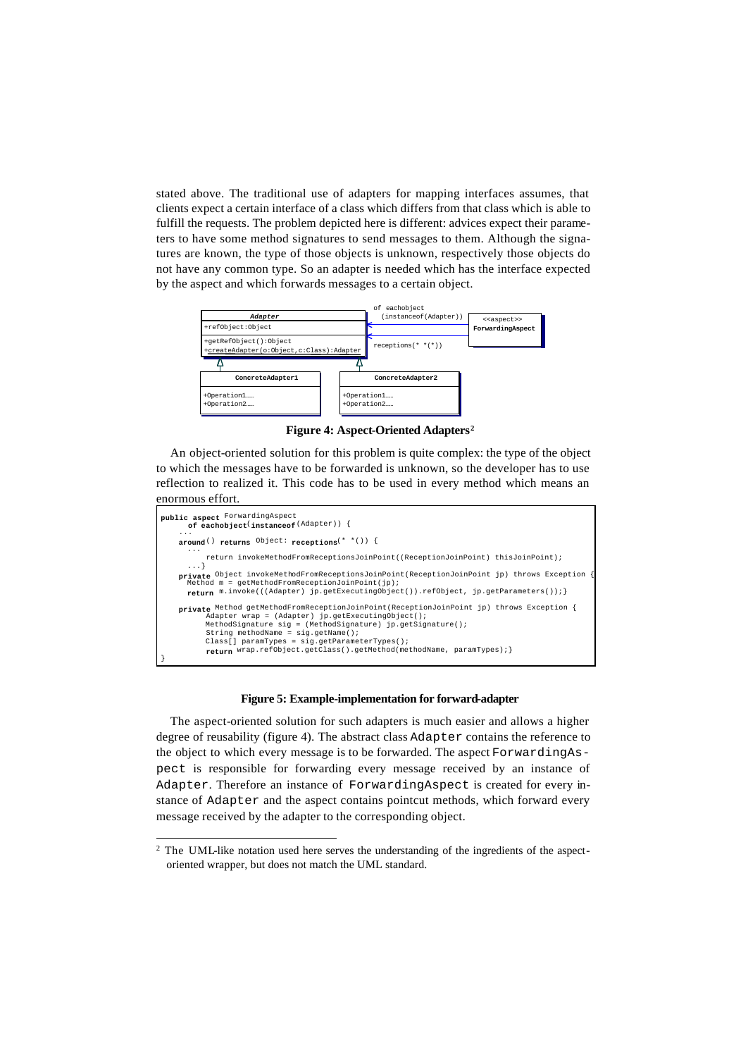stated above. The traditional use of adapters for mapping interfaces assumes, that clients expect a certain interface of a class which differs from that class which is able to fulfill the requests. The problem depicted here is different: advices expect their parameters to have some method signatures to send messages to them. Although the signatures are known, the type of those objects is unknown, respectively those objects do not have any common type. So an adapter is needed which has the interface expected by the aspect and which forwards messages to a certain object.

```
                                                   of eachobject
 ________________________________________          (instanceof(Adapter))     ____________________
|                *Adapter*                |<---------------------------------|     <<aspect>>     |
|-----------------------------------------|                                  | ForwardingAspect   |
| +refObject:Object                       |<---------------------------------|                    |
|-----------------------------------------|     receptions(* *(*))           |____________________|
| +getRefObject():Object                  |
| +createAdapter(o:Object,c:Class):Adapter|
|_________________________________________|
        △                          △
        |                          |
 _______|____________      ________|___________
|  ConcreteAdapter1  |    |  ConcreteAdapter2  |
|--------------------|    |--------------------|
| +Operation1……      |    | +Operation1……      |
| +Operation2……      |    | +Operation2……      |
|____________________|    |____________________|
```

**Figure 4: Aspect-Oriented Adapters**[2]

An object-oriented solution for this problem is quite complex: the type of the object to which the messages have to be forwarded is unknown, so the developer has to use reflection to realized it. This code has to be used in every method which means an enormous effort.

```
public aspect ForwardingAspect
     of eachobject(instanceof(Adapter)) {
   ...
   around() returns Object: receptions(* *()) {
      ...
         return invokeMethodFromReceptionsJoinPoint((ReceptionJoinPoint) thisJoinPoint);
      ...}
   private Object invokeMethodFromReceptionsJoinPoint(ReceptionJoinPoint jp) throws Exception {
      Method m = getMethodFromReceptionJoinPoint(jp);
      return m.invoke(((Adapter) jp.getExecutingObject()).refObject, jp.getParameters());}

   private Method getMethodFromReceptionJoinPoint(ReceptionJoinPoint jp) throws Exception {
         Adapter wrap = (Adapter) jp.getExecutingObject();
         MethodSignature sig = (MethodSignature) jp.getSignature();
         String methodName = sig.getName();
         Class[] paramTypes = sig.getParameterTypes();
         return wrap.refObject.getClass().getMethod(methodName, paramTypes);}
}
```

**Figure 5: Example-implementation for forward-adapter**

The aspect-oriented solution for such adapters is much easier and allows a higher degree of reusability (figure 4). The abstract class `Adapter` contains the reference to the object to which every message is to be forwarded. The aspect `ForwardingAspect` is responsible for forwarding every message received by an instance of `Adapter`. Therefore an instance of `ForwardingAspect` is created for every instance of `Adapter` and the aspect contains pointcut methods, which forward every message received by the adapter to the corresponding object.

[2] The UML-like notation used here serves the understanding of the ingredients of the aspect-oriented wrapper, but does not match the UML standard.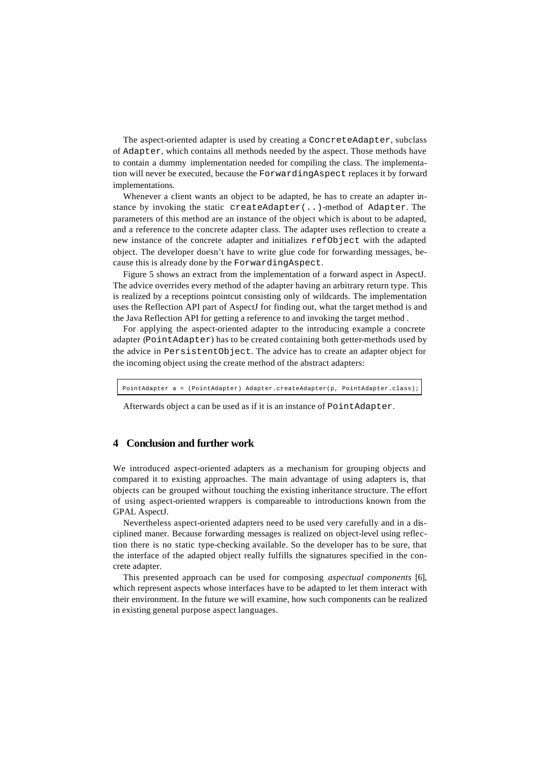The aspect-oriented adapter is used by creating a `ConcreteAdapter`, subclass of `Adapter`, which contains all methods needed by the aspect. Those methods have to contain a dummy implementation needed for compiling the class. The implementation will never be executed, because the `ForwardingAspect` replaces it by forward implementations.

Whenever a client wants an object to be adapted, he has to create an adapter instance by invoking the static `createAdapter(..)`-method of `Adapter`. The parameters of this method are an instance of the object which is about to be adapted, and a reference to the concrete adapter class. The adapter uses reflection to create a new instance of the concrete adapter and initializes `refObject` with the adapted object. The developer doesn't have to write glue code for forwarding messages, because this is already done by the `ForwardingAspect`.

Figure 5 shows an extract from the implementation of a forward aspect in AspectJ. The advice overrides every method of the adapter having an arbitrary return type. This is realized by a receptions pointcut consisting only of wildcards. The implementation uses the Reflection API part of AspectJ for finding out, what the target method is and the Java Reflection API for getting a reference to and invoking the target method .

For applying the aspect-oriented adapter to the introducing example a concrete adapter (`PointAdapter`) has to be created containing both getter-methods used by the advice in `PersistentObject`. The advice has to create an adapter object for the incoming object using the create method of the abstract adapters:

```
PointAdapter a = (PointAdapter) Adapter.createAdapter(p, PointAdapter.class);
```

Afterwards object a can be used as if it is an instance of `PointAdapter`.

## 4 Conclusion and further work

We introduced aspect-oriented adapters as a mechanism for grouping objects and compared it to existing approaches. The main advantage of using adapters is, that objects can be grouped without touching the existing inheritance structure. The effort of using aspect-oriented wrappers is compareable to introductions known from the GPAL AspectJ.

Nevertheless aspect-oriented adapters need to be used very carefully and in a disciplined maner. Because forwarding messages is realized on object-level using reflection there is no static type-checking available. So the developer has to be sure, that the interface of the adapted object really fulfills the signatures specified in the concrete adapter.

This presented approach can be used for composing *aspectual components* [6], which represent aspects whose interfaces have to be adapted to let them interact with their environment. In the future we will examine, how such components can be realized in existing general purpose aspect languages.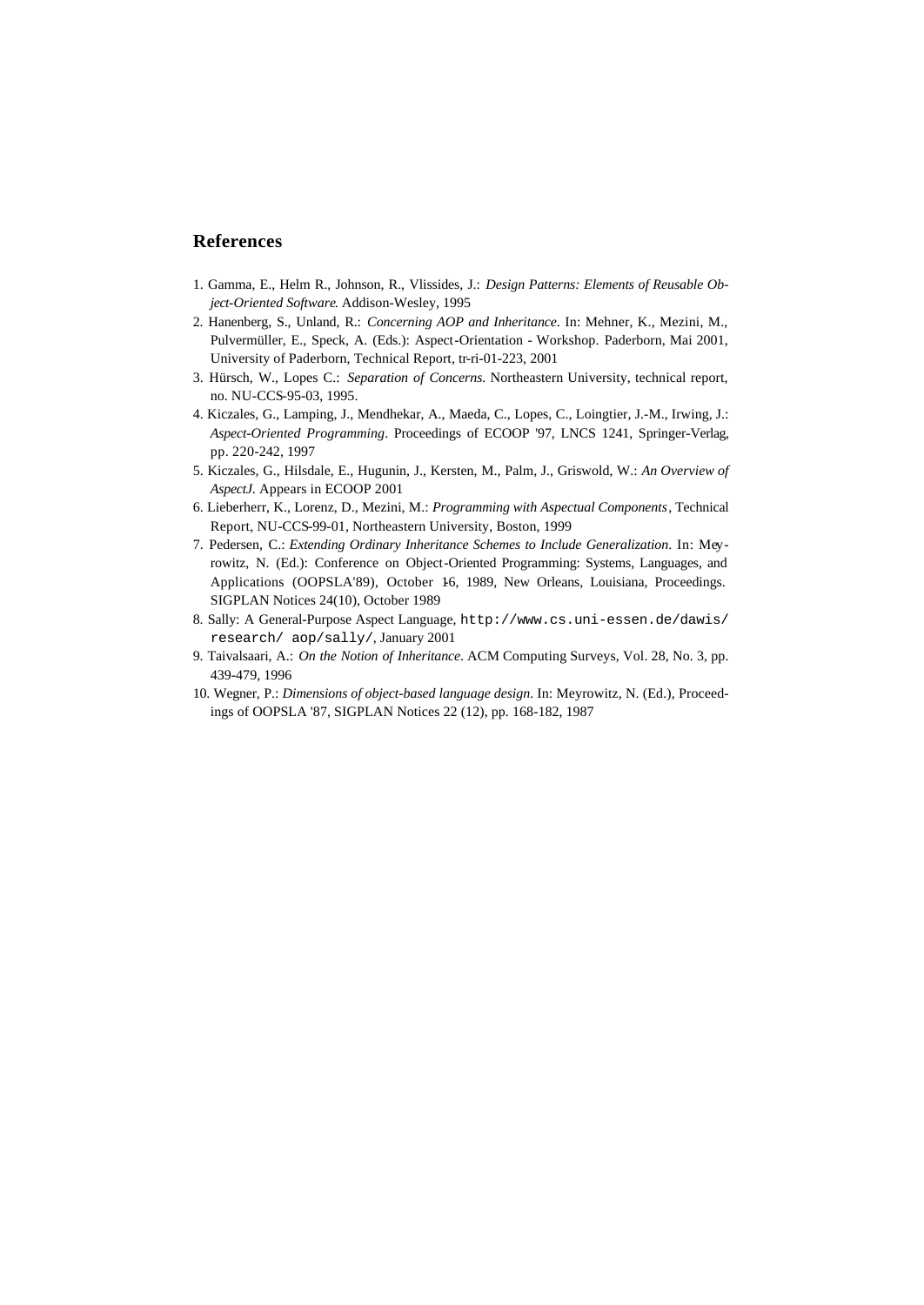## References

1. Gamma, E., Helm R., Johnson, R., Vlissides, J.: *Design Patterns: Elements of Reusable Object-Oriented Software*. Addison-Wesley, 1995
2. Hanenberg, S., Unland, R.: *Concerning AOP and Inheritance*. In: Mehner, K., Mezini, M., Pulvermüller, E., Speck, A. (Eds.): Aspect-Orientation - Workshop. Paderborn, Mai 2001, University of Paderborn, Technical Report, tr-ri-01-223, 2001
3. Hürsch, W., Lopes C.: *Separation of Concerns*. Northeastern University, technical report, no. NU-CCS-95-03, 1995.
4. Kiczales, G., Lamping, J., Mendhekar, A., Maeda, C., Lopes, C., Loingtier, J.-M., Irwing, J.: *Aspect-Oriented Programming*. Proceedings of ECOOP '97, LNCS 1241, Springer-Verlag, pp. 220-242, 1997
5. Kiczales, G., Hilsdale, E., Hugunin, J., Kersten, M., Palm, J., Griswold, W.: *An Overview of AspectJ*. Appears in ECOOP 2001
6. Lieberherr, K., Lorenz, D., Mezini, M.: *Programming with Aspectual Components*, Technical Report, NU-CCS-99-01, Northeastern University, Boston, 1999
7. Pedersen, C.: *Extending Ordinary Inheritance Schemes to Include Generalization*. In: Meyrowitz, N. (Ed.): Conference on Object-Oriented Programming: Systems, Languages, and Applications (OOPSLA'89), October 1-6, 1989, New Orleans, Louisiana, Proceedings. SIGPLAN Notices 24(10), October 1989
8. Sally: A General-Purpose Aspect Language, `http://www.cs.uni-essen.de/dawis/research/ aop/sally/`, January 2001
9. Taivalsaari, A.: *On the Notion of Inheritance*. ACM Computing Surveys, Vol. 28, No. 3, pp. 439-479, 1996
10. Wegner, P.: *Dimensions of object-based language design*. In: Meyrowitz, N. (Ed.), Proceedings of OOPSLA '87, SIGPLAN Notices 22 (12), pp. 168-182, 1987